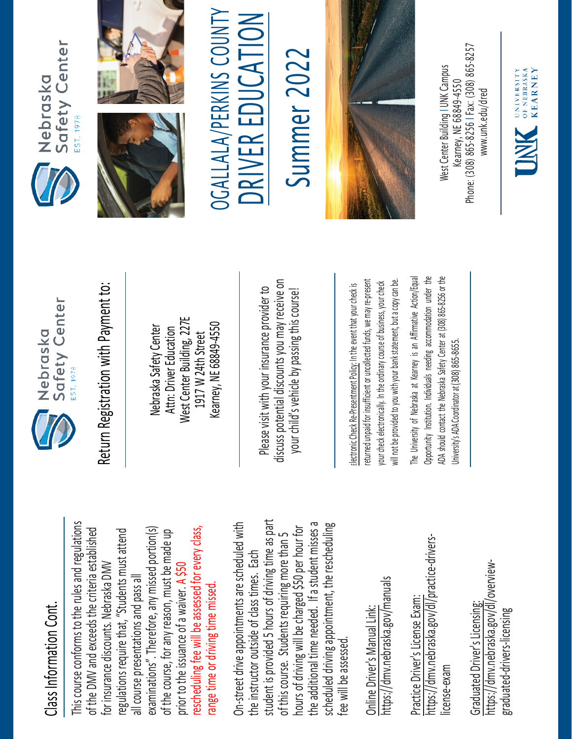## Class Information Cont.

This course conforms to the rules and regulations of the DMV and exceeds the criteria established for insurance discounts. Nebraska DMV regulations require that, "Students must attend all course presentations and pass all examinations". Therefore, any missed portion(s) of the course, for any reason, must be made up prior to the issuance of a waiver. A $50 rescheduling fee will be assessed for every class, range time or driving time missed.

On-street drive appointments are scheduled with the instructor outside of class times. Each student is provided 5 hours of driving time as part of this course. Students requiring more than 5 hours of driving will be charged $50 per hour for the additional time needed. If a student misses a scheduled driving appointment, the rescheduling fee will be assessed.

Online Driver's Manual Link:
https://dmv.nebraska.gov/manuals

Practice Driver's License Exam:
https://dmv.nebraska.gov/dl/practice-drivers-license-exam

Graduated Driver's Licensing:
https://dmv.nebraska.gov/dl/overview-graduated-drivers-licensing

Nebraska Safety Center
EST. 1978

## Return Registration with Payment to:

Nebraska Safety Center
Attn: Driver Education
West Center Building, 227E
1917 W 24th Street
Kearney, NE 68849-4550

Please visit with your insurance provider to discuss potential discounts you may receive on your child's vehicle by passing this course!

Electronic Check Re-Presentment Policy: In the event that your check is returned unpaid for insufficient or uncollected funds, we may re-present your check electronically. In the ordinary course of business, your check will not be provided to you with your bank statement, but a copy can be.

The University of Nebraska at Kearney is an Affirmative Action/Equal Opportunity Institution. Individuals needing accommodation under the ADA should contact the Nebraska Safety Center at (308) 865-8256 or the University's ADA Coordinator at (308) 865-8655.

Nebraska Safety Center
EST. 1978

# OGALLALA/PERKINS COUNTY DRIVER EDUCATION

# Summer 2022

West Center Building | UNK Campus
Kearney, NE 68849-4550
Phone: (308) 865-8256 | Fax: (308) 865-8257
www.unk.edu/dred

UNK University of Nebraska Kearney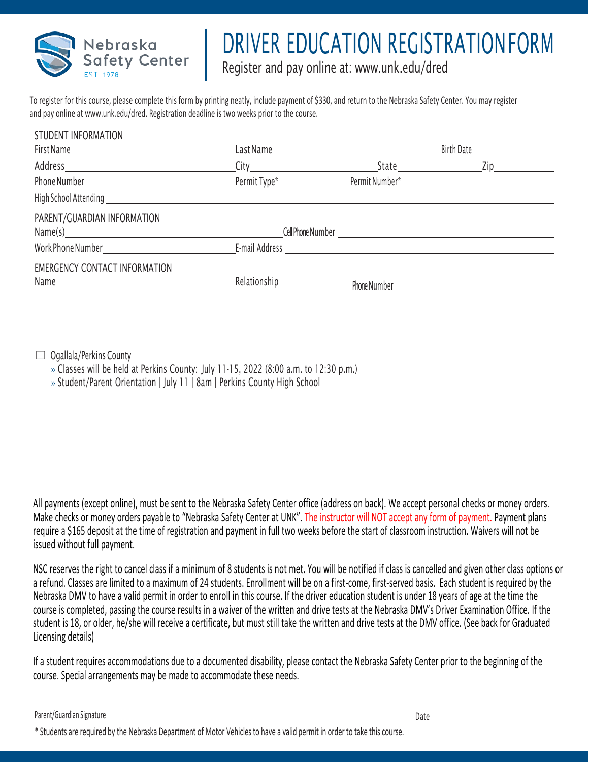Nebraska Safety Center
EST. 1978

# DRIVER EDUCATION REGISTRATION FORM

Register and pay online at: www.unk.edu/dred

To register for this course, please complete this form by printing neatly, include payment of $330, and return to the Nebraska Safety Center. You may register and pay online at www.unk.edu/dred. Registration deadline is two weeks prior to the course.

## STUDENT INFORMATION

First Name_______________ Last Name_______________ Birth Date_______________

Address_______________ City_______________ State_______________ Zip_______________

Phone Number_______________ Permit Type*_______________ Permit Number*_______________

High School Attending_______________

## PARENT/GUARDIAN INFORMATION

Name(s)_______________ Cell Phone Number_______________

Work Phone Number_______________ E-mail Address_______________

## EMERGENCY CONTACT INFORMATION

Name_______________ Relationship_______________ Phone Number_______________

☐ Ogallala/Perkins County

- » Classes will be held at Perkins County: July 11-15, 2022 (8:00 a.m. to 12:30 p.m.)
- » Student/Parent Orientation | July 11 | 8am | Perkins County High School

All payments (except online), must be sent to the Nebraska Safety Center office (address on back). We accept personal checks or money orders. Make checks or money orders payable to "Nebraska Safety Center at UNK". The instructor will NOT accept any form of payment. Payment plans require a $165 deposit at the time of registration and payment in full two weeks before the start of classroom instruction. Waivers will not be issued without full payment.

NSC reserves the right to cancel class if a minimum of 8 students is not met. You will be notified if class is cancelled and given other class options or a refund. Classes are limited to a maximum of 24 students. Enrollment will be on a first-come, first-served basis. Each student is required by the Nebraska DMV to have a valid permit in order to enroll in this course. If the driver education student is under 18 years of age at the time the course is completed, passing the course results in a waiver of the written and drive tests at the Nebraska DMV's Driver Examination Office. If the student is 18, or older, he/she will receive a certificate, but must still take the written and drive tests at the DMV office. (See back for Graduated Licensing details)

If a student requires accommodations due to a documented disability, please contact the Nebraska Safety Center prior to the beginning of the course. Special arrangements may be made to accommodate these needs.

_______________

Parent/Guardian Signature Date

* Students are required by the Nebraska Department of Motor Vehicles to have a valid permit in order to take this course.